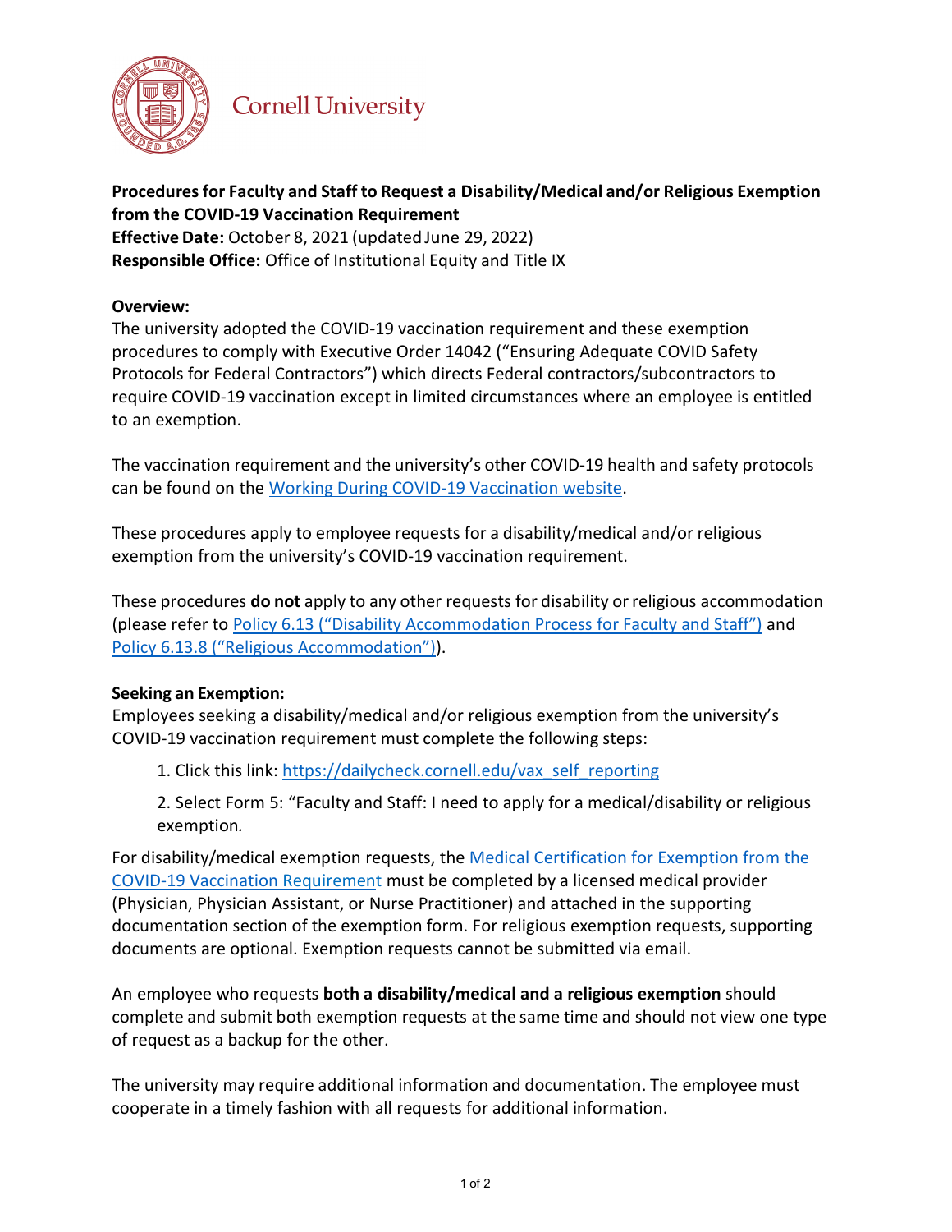Cornell University

**Procedures for Faculty and Staff to Request a Disability/Medical and/or Religious Exemption from the COVID-19 Vaccination Requirement**
**Effective Date:** October 8, 2021 (updated June 29, 2022)
**Responsible Office:** Office of Institutional Equity and Title IX

**Overview:**
The university adopted the COVID-19 vaccination requirement and these exemption procedures to comply with Executive Order 14042 ("Ensuring Adequate COVID Safety Protocols for Federal Contractors") which directs Federal contractors/subcontractors to require COVID-19 vaccination except in limited circumstances where an employee is entitled to an exemption.

The vaccination requirement and the university's other COVID-19 health and safety protocols can be found on the Working During COVID-19 Vaccination website.

These procedures apply to employee requests for a disability/medical and/or religious exemption from the university's COVID-19 vaccination requirement.

These procedures **do not** apply to any other requests for disability or religious accommodation (please refer to Policy 6.13 ("Disability Accommodation Process for Faculty and Staff") and Policy 6.13.8 ("Religious Accommodation")).

**Seeking an Exemption:**
Employees seeking a disability/medical and/or religious exemption from the university's COVID-19 vaccination requirement must complete the following steps:

1. Click this link: https://dailycheck.cornell.edu/vax_self_reporting
2. Select Form 5: "Faculty and Staff: I need to apply for a medical/disability or religious exemption.

For disability/medical exemption requests, the Medical Certification for Exemption from the COVID-19 Vaccination Requirement must be completed by a licensed medical provider (Physician, Physician Assistant, or Nurse Practitioner) and attached in the supporting documentation section of the exemption form. For religious exemption requests, supporting documents are optional. Exemption requests cannot be submitted via email.

An employee who requests **both a disability/medical and a religious exemption** should complete and submit both exemption requests at the same time and should not view one type of request as a backup for the other.

The university may require additional information and documentation. The employee must cooperate in a timely fashion with all requests for additional information.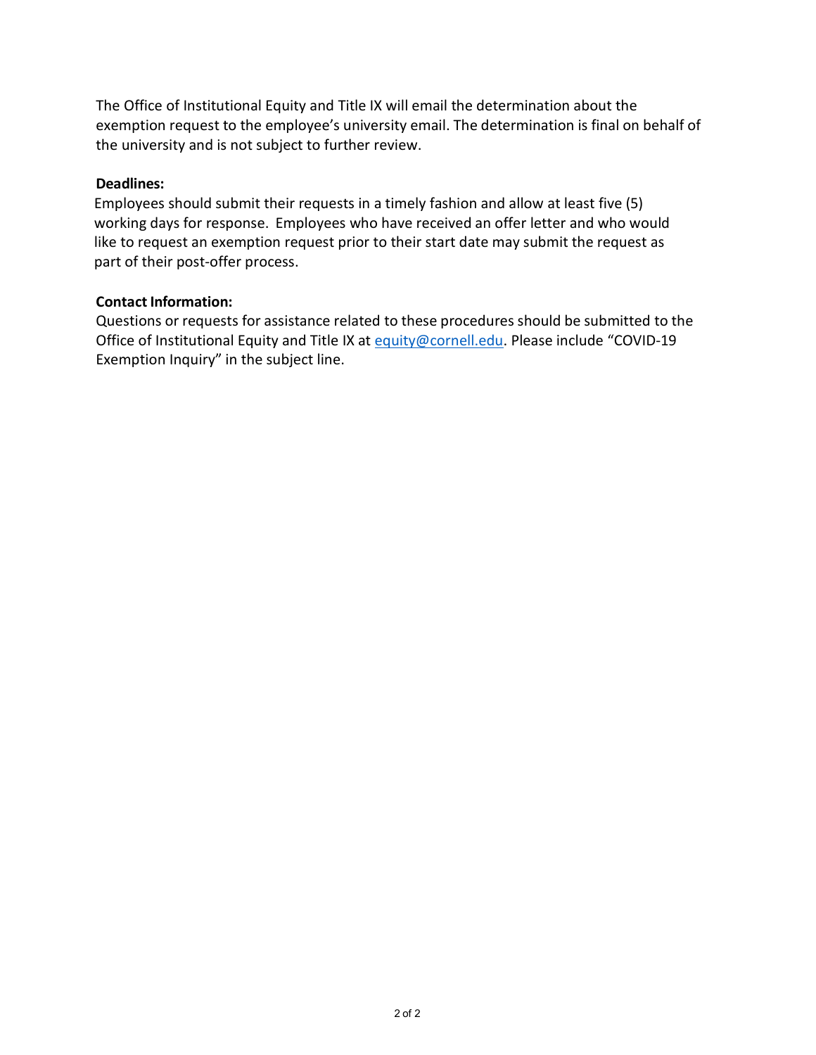The Office of Institutional Equity and Title IX will email the determination about the exemption request to the employee's university email. The determination is final on behalf of the university and is not subject to further review.

**Deadlines:**

Employees should submit their requests in a timely fashion and allow at least five (5) working days for response. Employees who have received an offer letter and who would like to request an exemption request prior to their start date may submit the request as part of their post-offer process.

**Contact Information:**

Questions or requests for assistance related to these procedures should be submitted to the Office of Institutional Equity and Title IX at equity@cornell.edu. Please include "COVID-19 Exemption Inquiry" in the subject line.